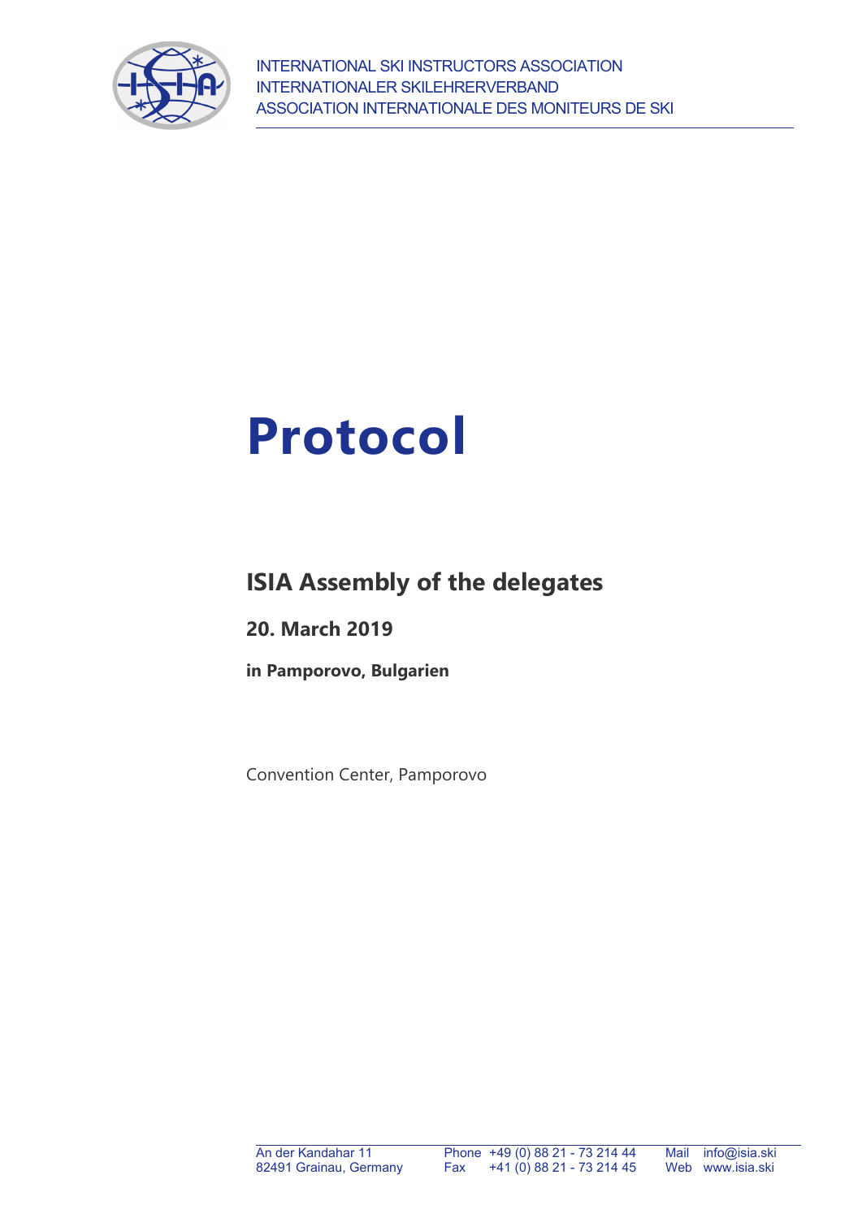INTERNATIONAL SKI INSTRUCTORS ASSOCIATION
INTERNATIONALER SKILEHRERVERBAND
ASSOCIATION INTERNATIONALE DES MONITEURS DE SKI

# Protocol

## ISIA Assembly of the delegates

### 20. March 2019

**in Pamporovo, Bulgarien**

Convention Center, Pamporovo

An der Kandahar 11
82491 Grainau, Germany

Phone +49 (0) 88 21 - 73 214 44
Fax +41 (0) 88 21 - 73 214 45

Mail info@isia.ski
Web www.isia.ski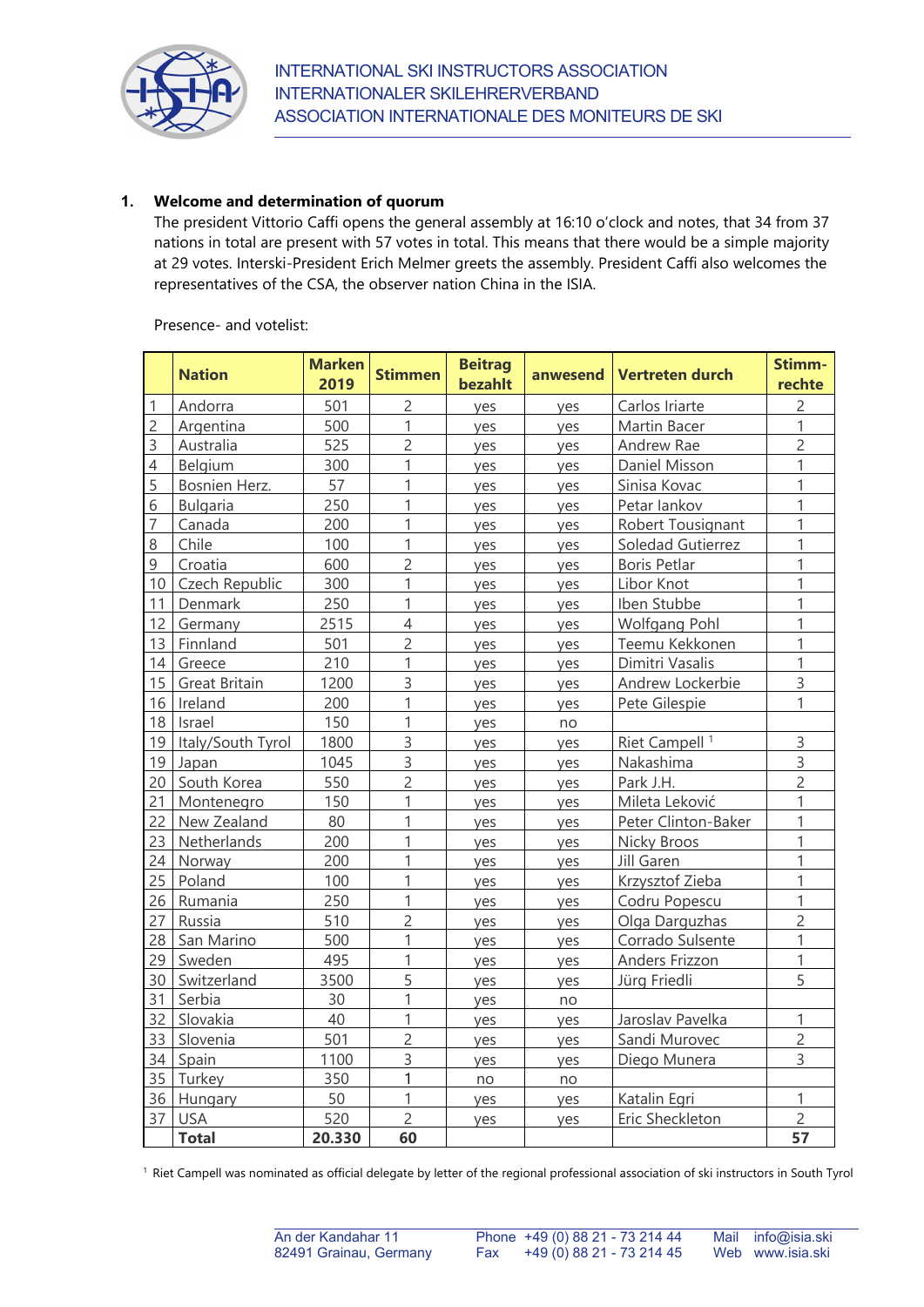INTERNATIONAL SKI INSTRUCTORS ASSOCIATION
INTERNATIONALER SKILEHRERVERBAND
ASSOCIATION INTERNATIONALE DES MONITEURS DE SKI

**1. Welcome and determination of quorum**

The president Vittorio Caffi opens the general assembly at 16:10 o'clock and notes, that 34 from 37 nations in total are present with 57 votes in total. This means that there would be a simple majority at 29 votes. Interski-President Erich Melmer greets the assembly. President Caffi also welcomes the representatives of the CSA, the observer nation China in the ISIA.

Presence- and votelist:

| | Nation | Marken 2019 | Stimmen | Beitrag bezahlt | anwesend | Vertreten durch | Stimm-rechte |
|---|---|---|---|---|---|---|---|
| 1 | Andorra | 501 | 2 | yes | yes | Carlos Iriarte | 2 |
| 2 | Argentina | 500 | 1 | yes | yes | Martin Bacer | 1 |
| 3 | Australia | 525 | 2 | yes | yes | Andrew Rae | 2 |
| 4 | Belgium | 300 | 1 | yes | yes | Daniel Misson | 1 |
| 5 | Bosnien Herz. | 57 | 1 | yes | yes | Sinisa Kovac | 1 |
| 6 | Bulgaria | 250 | 1 | yes | yes | Petar Iankov | 1 |
| 7 | Canada | 200 | 1 | yes | yes | Robert Tousignant | 1 |
| 8 | Chile | 100 | 1 | yes | yes | Soledad Gutierrez | 1 |
| 9 | Croatia | 600 | 2 | yes | yes | Boris Petlar | 1 |
| 10 | Czech Republic | 300 | 1 | yes | yes | Libor Knot | 1 |
| 11 | Denmark | 250 | 1 | yes | yes | Iben Stubbe | 1 |
| 12 | Germany | 2515 | 4 | yes | yes | Wolfgang Pohl | 1 |
| 13 | Finnland | 501 | 2 | yes | yes | Teemu Kekkonen | 1 |
| 14 | Greece | 210 | 1 | yes | yes | Dimitri Vasalis | 1 |
| 15 | Great Britain | 1200 | 3 | yes | yes | Andrew Lockerbie | 3 |
| 16 | Ireland | 200 | 1 | yes | yes | Pete Gilespie | 1 |
| 18 | Israel | 150 | 1 | yes | no | | |
| 19 | Italy/South Tyrol | 1800 | 3 | yes | yes | Riet Campell [1] | 3 |
| 19 | Japan | 1045 | 3 | yes | yes | Nakashima | 3 |
| 20 | South Korea | 550 | 2 | yes | yes | Park J.H. | 2 |
| 21 | Montenegro | 150 | 1 | yes | yes | Mileta Leković | 1 |
| 22 | New Zealand | 80 | 1 | yes | yes | Peter Clinton-Baker | 1 |
| 23 | Netherlands | 200 | 1 | yes | yes | Nicky Broos | 1 |
| 24 | Norway | 200 | 1 | yes | yes | Jill Garen | 1 |
| 25 | Poland | 100 | 1 | yes | yes | Krzysztof Zieba | 1 |
| 26 | Rumania | 250 | 1 | yes | yes | Codru Popescu | 1 |
| 27 | Russia | 510 | 2 | yes | yes | Olga Darguzhas | 2 |
| 28 | San Marino | 500 | 1 | yes | yes | Corrado Sulsente | 1 |
| 29 | Sweden | 495 | 1 | yes | yes | Anders Frizzon | 1 |
| 30 | Switzerland | 3500 | 5 | yes | yes | Jürg Friedli | 5 |
| 31 | Serbia | 30 | 1 | yes | no | | |
| 32 | Slovakia | 40 | 1 | yes | yes | Jaroslav Pavelka | 1 |
| 33 | Slovenia | 501 | 2 | yes | yes | Sandi Murovec | 2 |
| 34 | Spain | 1100 | 3 | yes | yes | Diego Munera | 3 |
| 35 | Turkey | 350 | 1 | no | no | | |
| 36 | Hungary | 50 | 1 | yes | yes | Katalin Egri | 1 |
| 37 | USA | 520 | 2 | yes | yes | Eric Sheckleton | 2 |
| | **Total** | **20.330** | **60** | | | | **57** |

[1] Riet Campell was nominated as official delegate by letter of the regional professional association of ski instructors in South Tyrol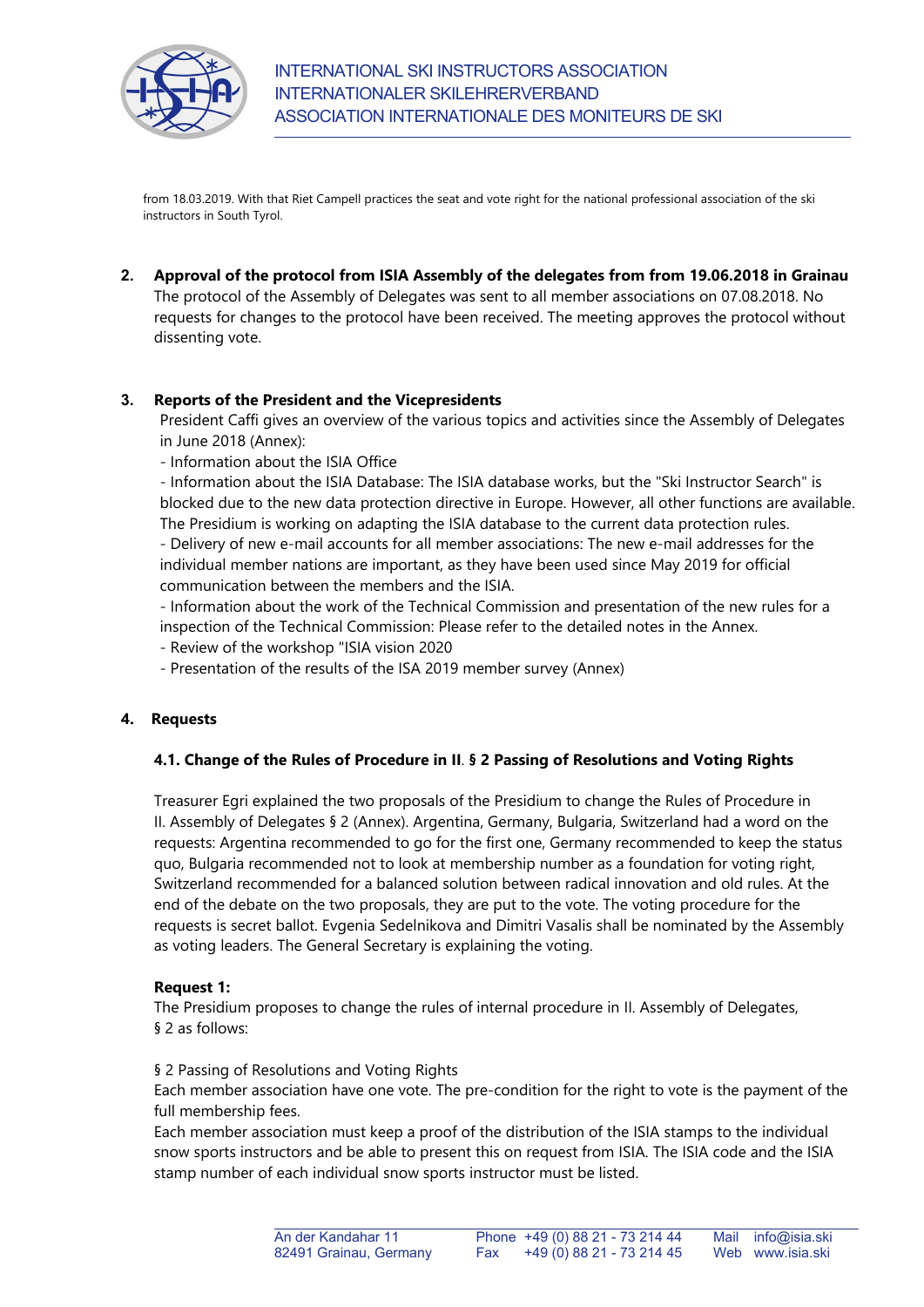from 18.03.2019. With that Riet Campell practices the seat and vote right for the national professional association of the ski instructors in South Tyrol.

## 2. Approval of the protocol from ISIA Assembly of the delegates from from 19.06.2018 in Grainau

The protocol of the Assembly of Delegates was sent to all member associations on 07.08.2018. No requests for changes to the protocol have been received. The meeting approves the protocol without dissenting vote.

## 3. Reports of the President and the Vicepresidents

President Caffi gives an overview of the various topics and activities since the Assembly of Delegates in June 2018 (Annex):

- Information about the ISIA Office
- Information about the ISIA Database: The ISIA database works, but the "Ski Instructor Search" is blocked due to the new data protection directive in Europe. However, all other functions are available. The Presidium is working on adapting the ISIA database to the current data protection rules.
- Delivery of new e-mail accounts for all member associations: The new e-mail addresses for the individual member nations are important, as they have been used since May 2019 for official communication between the members and the ISIA.
- Information about the work of the Technical Commission and presentation of the new rules for a inspection of the Technical Commission: Please refer to the detailed notes in the Annex.
- Review of the workshop "ISIA vision 2020
- Presentation of the results of the ISA 2019 member survey (Annex)

## 4. Requests

### 4.1. Change of the Rules of Procedure in II. § 2 Passing of Resolutions and Voting Rights

Treasurer Egri explained the two proposals of the Presidium to change the Rules of Procedure in II. Assembly of Delegates § 2 (Annex). Argentina, Germany, Bulgaria, Switzerland had a word on the requests: Argentina recommended to go for the first one, Germany recommended to keep the status quo, Bulgaria recommended not to look at membership number as a foundation for voting right, Switzerland recommended for a balanced solution between radical innovation and old rules. At the end of the debate on the two proposals, they are put to the vote. The voting procedure for the requests is secret ballot. Evgenia Sedelnikova and Dimitri Vasalis shall be nominated by the Assembly as voting leaders. The General Secretary is explaining the voting.

**Request 1:**

The Presidium proposes to change the rules of internal procedure in II. Assembly of Delegates, § 2 as follows:

§ 2 Passing of Resolutions and Voting Rights

Each member association have one vote. The pre-condition for the right to vote is the payment of the full membership fees.

Each member association must keep a proof of the distribution of the ISIA stamps to the individual snow sports instructors and be able to present this on request from ISIA. The ISIA code and the ISIA stamp number of each individual snow sports instructor must be listed.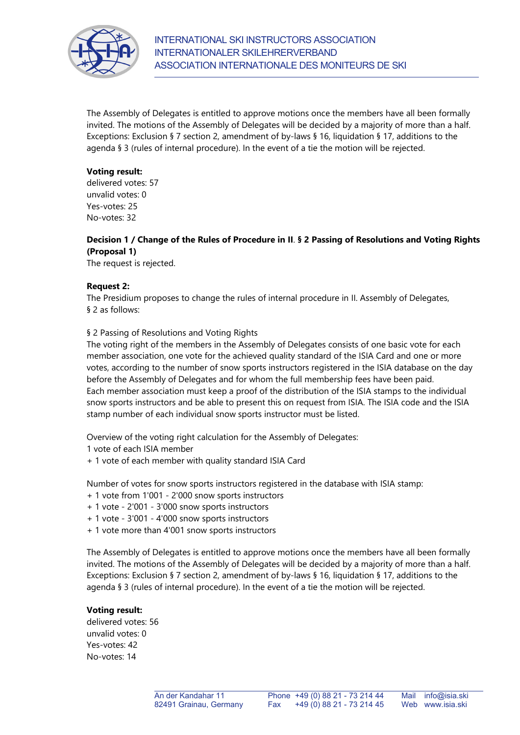The Assembly of Delegates is entitled to approve motions once the members have all been formally invited. The motions of the Assembly of Delegates will be decided by a majority of more than a half. Exceptions: Exclusion § 7 section 2, amendment of by-laws § 16, liquidation § 17, additions to the agenda § 3 (rules of internal procedure). In the event of a tie the motion will be rejected.

**Voting result:**
delivered votes: 57
unvalid votes: 0
Yes-votes: 25
No-votes: 32

**Decision 1 / Change of the Rules of Procedure in II. § 2 Passing of Resolutions and Voting Rights (Proposal 1)**
The request is rejected.

**Request 2:**
The Presidium proposes to change the rules of internal procedure in II. Assembly of Delegates, § 2 as follows:

§ 2 Passing of Resolutions and Voting Rights
The voting right of the members in the Assembly of Delegates consists of one basic vote for each member association, one vote for the achieved quality standard of the ISIA Card and one or more votes, according to the number of snow sports instructors registered in the ISIA database on the day before the Assembly of Delegates and for whom the full membership fees have been paid.
Each member association must keep a proof of the distribution of the ISIA stamps to the individual snow sports instructors and be able to present this on request from ISIA. The ISIA code and the ISIA stamp number of each individual snow sports instructor must be listed.

Overview of the voting right calculation for the Assembly of Delegates:
1 vote of each ISIA member
+ 1 vote of each member with quality standard ISIA Card

Number of votes for snow sports instructors registered in the database with ISIA stamp:
+ 1 vote from 1'001 - 2'000 snow sports instructors
+ 1 vote - 2'001 - 3'000 snow sports instructors
+ 1 vote - 3'001 - 4'000 snow sports instructors
+ 1 vote more than 4'001 snow sports instructors

The Assembly of Delegates is entitled to approve motions once the members have all been formally invited. The motions of the Assembly of Delegates will be decided by a majority of more than a half. Exceptions: Exclusion § 7 section 2, amendment of by-laws § 16, liquidation § 17, additions to the agenda § 3 (rules of internal procedure). In the event of a tie the motion will be rejected.

**Voting result:**
delivered votes: 56
unvalid votes: 0
Yes-votes: 42
No-votes: 14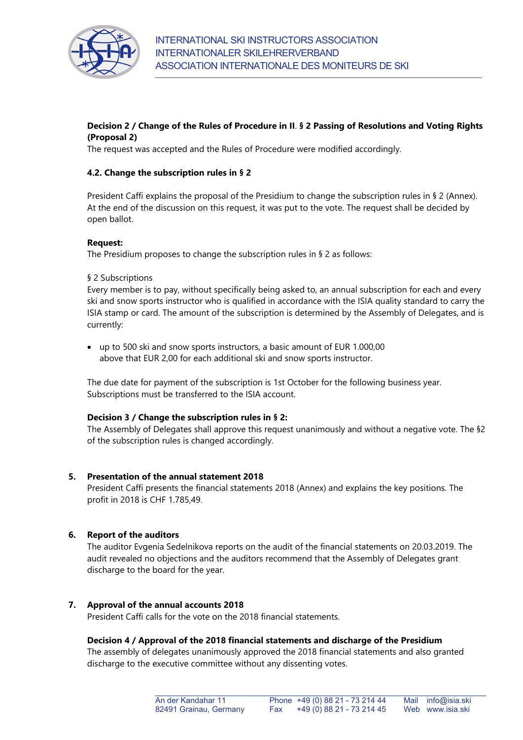**Decision 2 / Change of the Rules of Procedure in II. § 2 Passing of Resolutions and Voting Rights (Proposal 2)**
The request was accepted and the Rules of Procedure were modified accordingly.

**4.2. Change the subscription rules in § 2**

President Caffi explains the proposal of the Presidium to change the subscription rules in § 2 (Annex). At the end of the discussion on this request, it was put to the vote. The request shall be decided by open ballot.

**Request:**
The Presidium proposes to change the subscription rules in § 2 as follows:

§ 2 Subscriptions
Every member is to pay, without specifically being asked to, an annual subscription for each and every ski and snow sports instructor who is qualified in accordance with the ISIA quality standard to carry the ISIA stamp or card. The amount of the subscription is determined by the Assembly of Delegates, and is currently:

- up to 500 ski and snow sports instructors, a basic amount of EUR 1.000,00
  above that EUR 2,00 for each additional ski and snow sports instructor.

The due date for payment of the subscription is 1st October for the following business year. Subscriptions must be transferred to the ISIA account.

**Decision 3 / Change the subscription rules in § 2:**
The Assembly of Delegates shall approve this request unanimously and without a negative vote. The §2 of the subscription rules is changed accordingly.

## 5. Presentation of the annual statement 2018

President Caffi presents the financial statements 2018 (Annex) and explains the key positions. The profit in 2018 is CHF 1.785,49.

## 6. Report of the auditors

The auditor Evgenia Sedelnikova reports on the audit of the financial statements on 20.03.2019. The audit revealed no objections and the auditors recommend that the Assembly of Delegates grant discharge to the board for the year.

## 7. Approval of the annual accounts 2018

President Caffi calls for the vote on the 2018 financial statements.

**Decision 4 / Approval of the 2018 financial statements and discharge of the Presidium**
The assembly of delegates unanimously approved the 2018 financial statements and also granted discharge to the executive committee without any dissenting votes.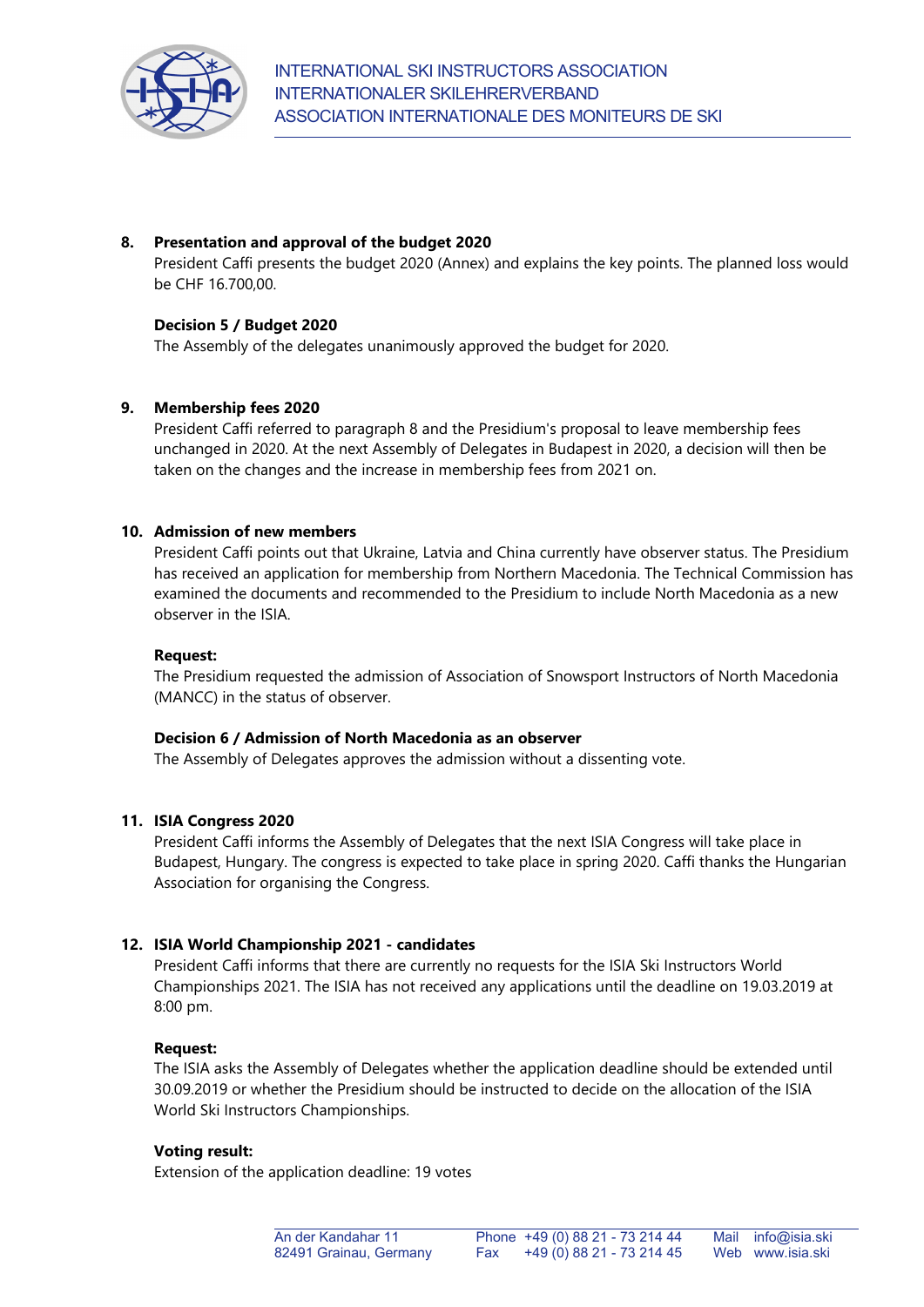## 8. Presentation and approval of the budget 2020

President Caffi presents the budget 2020 (Annex) and explains the key points. The planned loss would be CHF 16.700,00.

**Decision 5 / Budget 2020**

The Assembly of the delegates unanimously approved the budget for 2020.

## 9. Membership fees 2020

President Caffi referred to paragraph 8 and the Presidium's proposal to leave membership fees unchanged in 2020. At the next Assembly of Delegates in Budapest in 2020, a decision will then be taken on the changes and the increase in membership fees from 2021 on.

## 10. Admission of new members

President Caffi points out that Ukraine, Latvia and China currently have observer status. The Presidium has received an application for membership from Northern Macedonia. The Technical Commission has examined the documents and recommended to the Presidium to include North Macedonia as a new observer in the ISIA.

**Request:**

The Presidium requested the admission of Association of Snowsport Instructors of North Macedonia (MANCC) in the status of observer.

**Decision 6 / Admission of North Macedonia as an observer**

The Assembly of Delegates approves the admission without a dissenting vote.

## 11. ISIA Congress 2020

President Caffi informs the Assembly of Delegates that the next ISIA Congress will take place in Budapest, Hungary. The congress is expected to take place in spring 2020. Caffi thanks the Hungarian Association for organising the Congress.

## 12. ISIA World Championship 2021 - candidates

President Caffi informs that there are currently no requests for the ISIA Ski Instructors World Championships 2021. The ISIA has not received any applications until the deadline on 19.03.2019 at 8:00 pm.

**Request:**

The ISIA asks the Assembly of Delegates whether the application deadline should be extended until 30.09.2019 or whether the Presidium should be instructed to decide on the allocation of the ISIA World Ski Instructors Championships.

**Voting result:**

Extension of the application deadline: 19 votes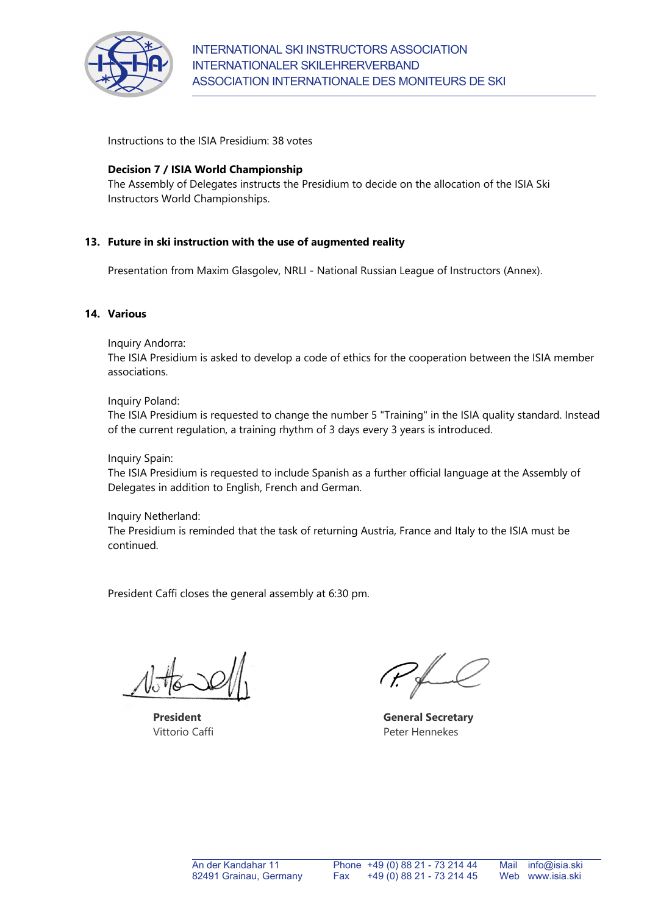Instructions to the ISIA Presidium: 38 votes

**Decision 7 / ISIA World Championship**
The Assembly of Delegates instructs the Presidium to decide on the allocation of the ISIA Ski Instructors World Championships.

## 13. Future in ski instruction with the use of augmented reality

Presentation from Maxim Glasgolev, NRLI - National Russian League of Instructors (Annex).

## 14. Various

Inquiry Andorra:
The ISIA Presidium is asked to develop a code of ethics for the cooperation between the ISIA member associations.

Inquiry Poland:
The ISIA Presidium is requested to change the number 5 "Training" in the ISIA quality standard. Instead of the current regulation, a training rhythm of 3 days every 3 years is introduced.

Inquiry Spain:
The ISIA Presidium is requested to include Spanish as a further official language at the Assembly of Delegates in addition to English, French and German.

Inquiry Netherland:
The Presidium is reminded that the task of returning Austria, France and Italy to the ISIA must be continued.

President Caffi closes the general assembly at 6:30 pm.

**President**
Vittorio Caffi

**General Secretary**
Peter Hennekes